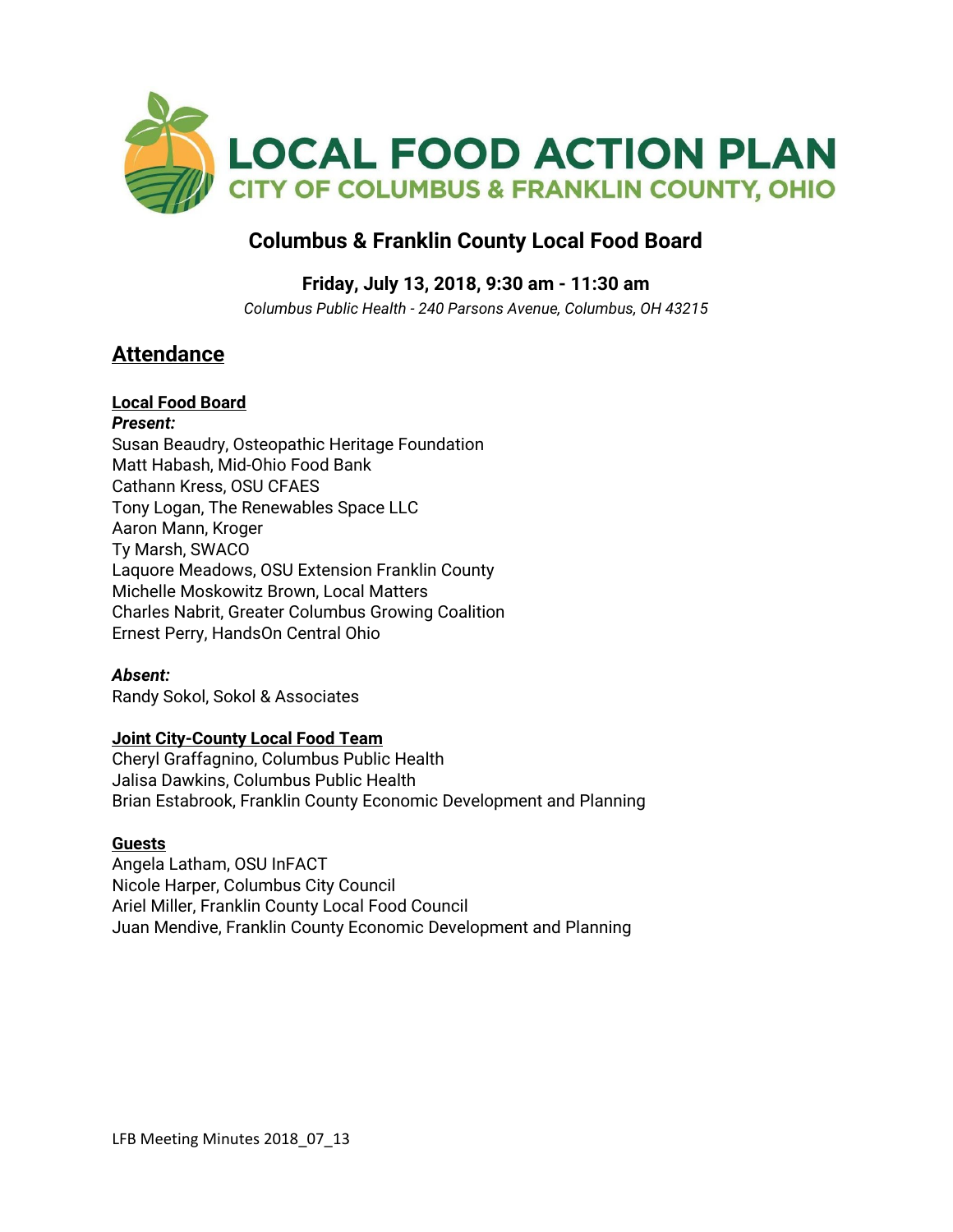**LOCAL FOOD ACTION PLAN**
**CITY OF COLUMBUS & FRANKLIN COUNTY, OHIO**

# Columbus & Franklin County Local Food Board

**Friday, July 13, 2018, 9:30 am - 11:30 am**

*Columbus Public Health - 240 Parsons Avenue, Columbus, OH 43215*

## Attendance

### Local Food Board

***Present:***

Susan Beaudry, Osteopathic Heritage Foundation
Matt Habash, Mid-Ohio Food Bank
Cathann Kress, OSU CFAES
Tony Logan, The Renewables Space LLC
Aaron Mann, Kroger
Ty Marsh, SWACO
Laquore Meadows, OSU Extension Franklin County
Michelle Moskowitz Brown, Local Matters
Charles Nabrit, Greater Columbus Growing Coalition
Ernest Perry, HandsOn Central Ohio

***Absent:***

Randy Sokol, Sokol & Associates

### Joint City-County Local Food Team

Cheryl Graffagnino, Columbus Public Health
Jalisa Dawkins, Columbus Public Health
Brian Estabrook, Franklin County Economic Development and Planning

### Guests

Angela Latham, OSU InFACT
Nicole Harper, Columbus City Council
Ariel Miller, Franklin County Local Food Council
Juan Mendive, Franklin County Economic Development and Planning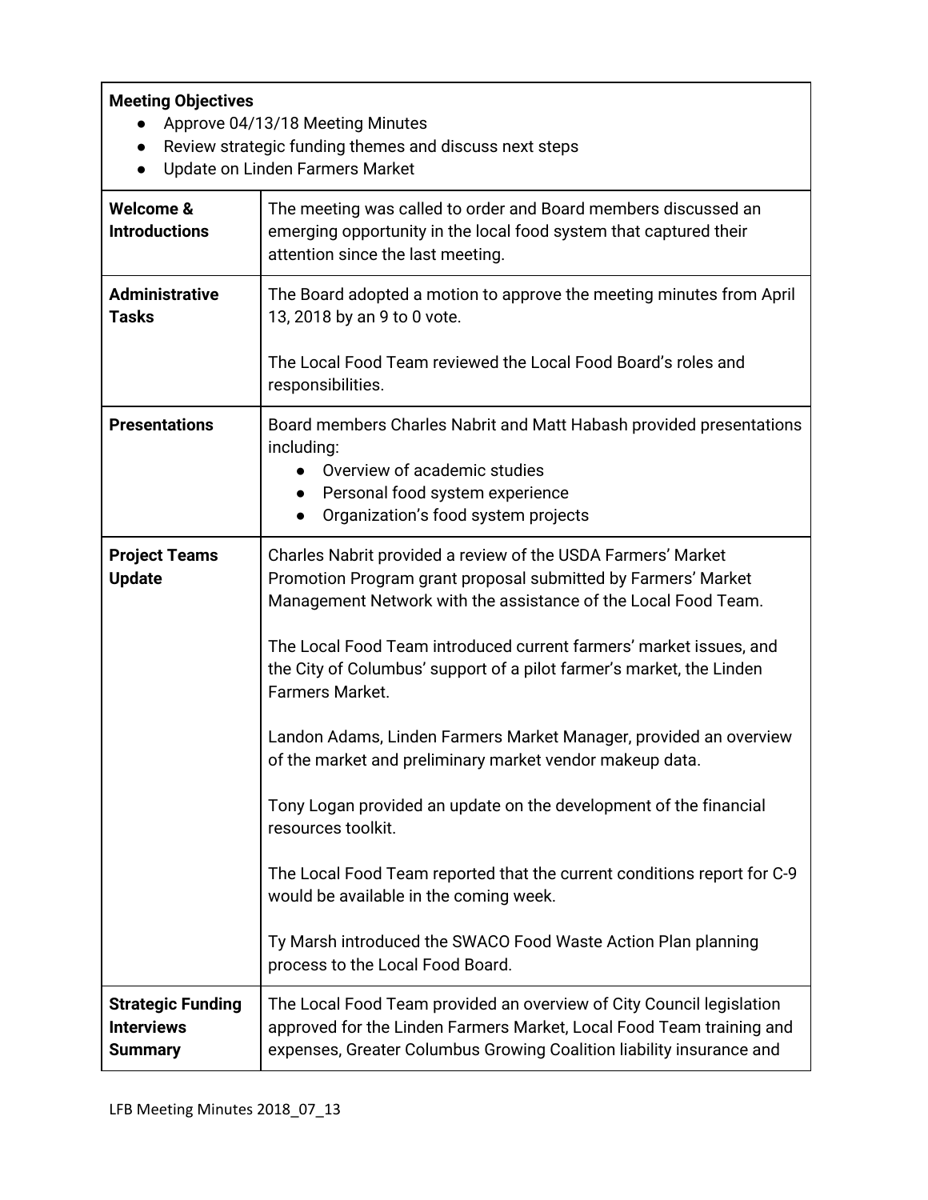| **Meeting Objectives**<br>• Approve 04/13/18 Meeting Minutes<br>• Review strategic funding themes and discuss next steps<br>• Update on Linden Farmers Market | |
|---|---|
| **Welcome & Introductions** | The meeting was called to order and Board members discussed an emerging opportunity in the local food system that captured their attention since the last meeting. |
| **Administrative Tasks** | The Board adopted a motion to approve the meeting minutes from April 13, 2018 by an 9 to 0 vote.<br><br>The Local Food Team reviewed the Local Food Board's roles and responsibilities. |
| **Presentations** | Board members Charles Nabrit and Matt Habash provided presentations including:<br>• Overview of academic studies<br>• Personal food system experience<br>• Organization's food system projects |
| **Project Teams Update** | Charles Nabrit provided a review of the USDA Farmers' Market Promotion Program grant proposal submitted by Farmers' Market Management Network with the assistance of the Local Food Team.<br><br>The Local Food Team introduced current farmers' market issues, and the City of Columbus' support of a pilot farmer's market, the Linden Farmers Market.<br><br>Landon Adams, Linden Farmers Market Manager, provided an overview of the market and preliminary market vendor makeup data.<br><br>Tony Logan provided an update on the development of the financial resources toolkit.<br><br>The Local Food Team reported that the current conditions report for C-9 would be available in the coming week.<br><br>Ty Marsh introduced the SWACO Food Waste Action Plan planning process to the Local Food Board. |
| **Strategic Funding Interviews Summary** | The Local Food Team provided an overview of City Council legislation approved for the Linden Farmers Market, Local Food Team training and expenses, Greater Columbus Growing Coalition liability insurance and |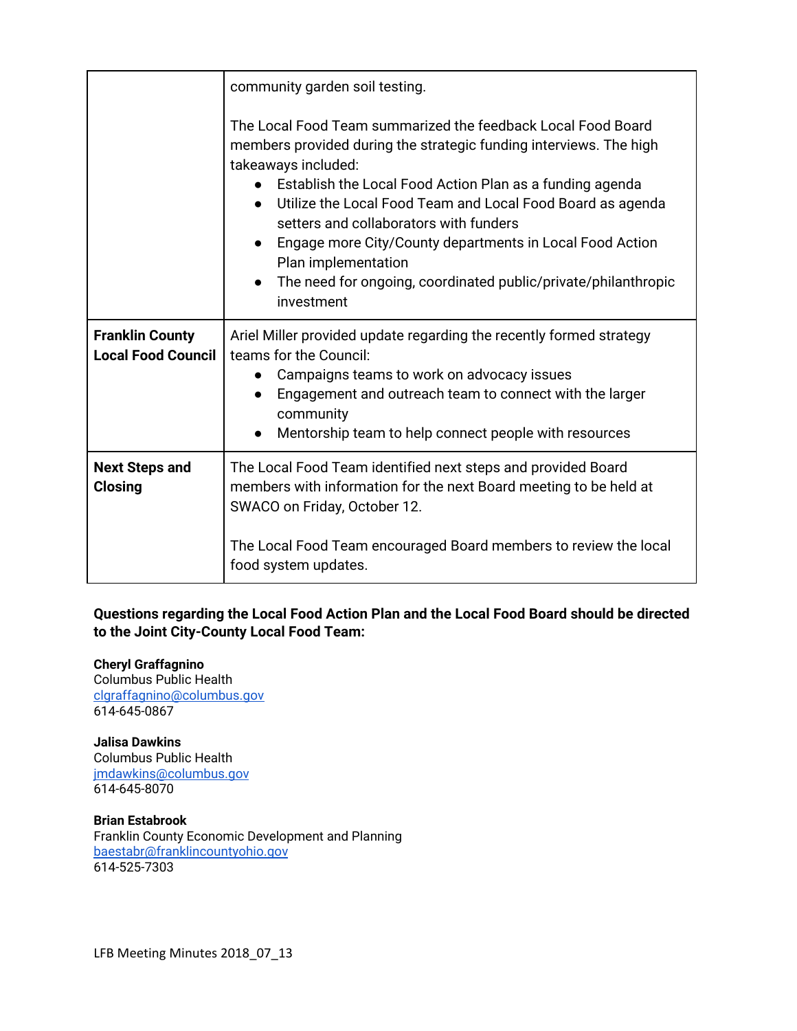| | |
|---|---|
| | community garden soil testing.<br><br>The Local Food Team summarized the feedback Local Food Board members provided during the strategic funding interviews. The high takeaways included:<br>• Establish the Local Food Action Plan as a funding agenda<br>• Utilize the Local Food Team and Local Food Board as agenda setters and collaborators with funders<br>• Engage more City/County departments in Local Food Action Plan implementation<br>• The need for ongoing, coordinated public/private/philanthropic investment |
| **Franklin County Local Food Council** | Ariel Miller provided update regarding the recently formed strategy teams for the Council:<br>• Campaigns teams to work on advocacy issues<br>• Engagement and outreach team to connect with the larger community<br>• Mentorship team to help connect people with resources |
| **Next Steps and Closing** | The Local Food Team identified next steps and provided Board members with information for the next Board meeting to be held at SWACO on Friday, October 12.<br><br>The Local Food Team encouraged Board members to review the local food system updates. |

**Questions regarding the Local Food Action Plan and the Local Food Board should be directed to the Joint City-County Local Food Team:**

**Cheryl Graffagnino**
Columbus Public Health
clgraffagnino@columbus.gov
614-645-0867

**Jalisa Dawkins**
Columbus Public Health
jmdawkins@columbus.gov
614-645-8070

**Brian Estabrook**
Franklin County Economic Development and Planning
baestabr@franklincountyohio.gov
614-525-7303

LFB Meeting Minutes 2018_07_13